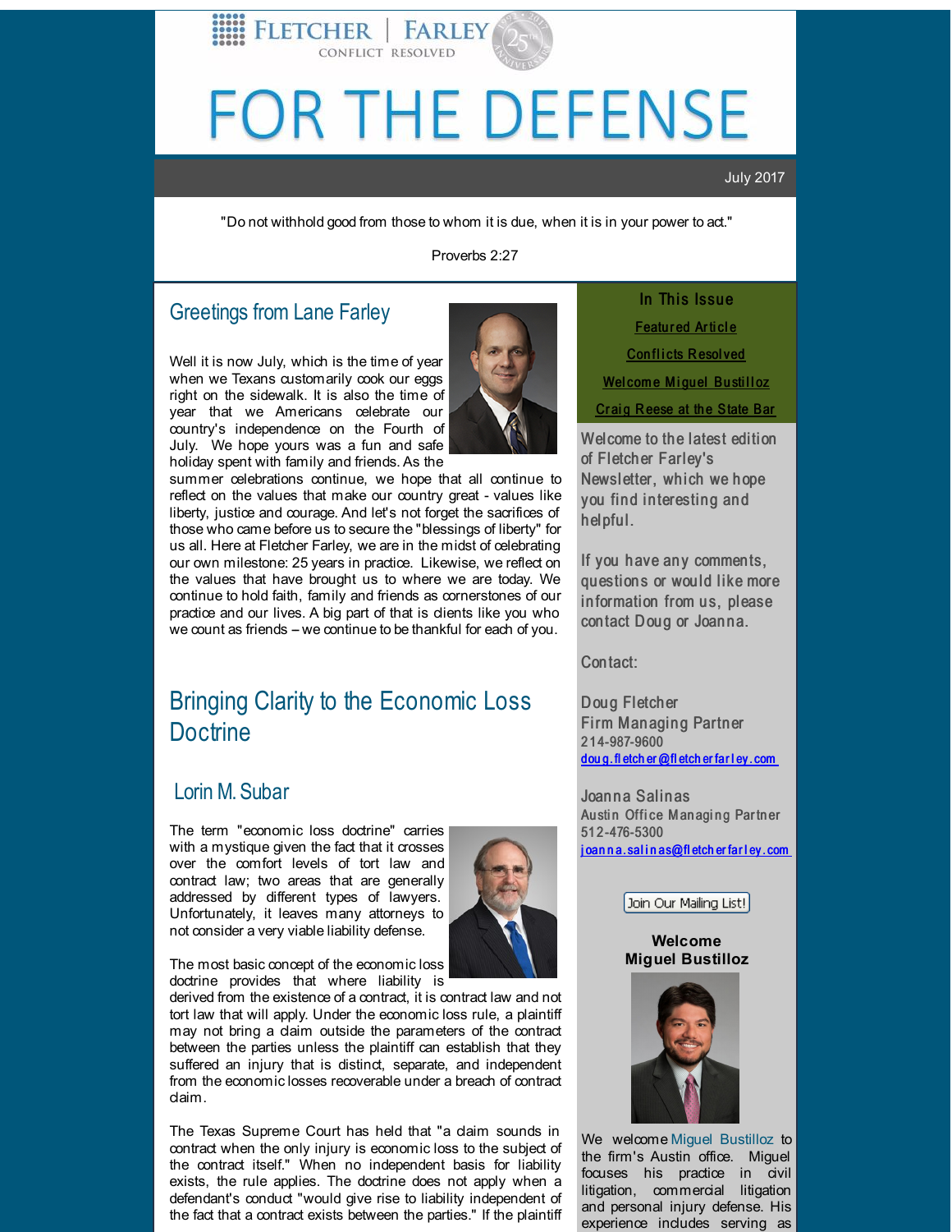FLETCHER | FARLEY
CONFLICT RESOLVED

# FOR THE DEFENSE

July 2017

"Do not withhold good from those to whom it is due, when it is in your power to act."

Proverbs 2:27

## Greetings from Lane Farley

Well it is now July, which is the time of year when we Texans customarily cook our eggs right on the sidewalk. It is also the time of year that we Americans celebrate our country's independence on the Fourth of July. We hope yours was a fun and safe holiday spent with family and friends. As the summer celebrations continue, we hope that all continue to reflect on the values that make our country great - values like liberty, justice and courage. And let's not forget the sacrifices of those who came before us to secure the "blessings of liberty" for us all. Here at Fletcher Farley, we are in the midst of celebrating our own milestone: 25 years in practice. Likewise, we reflect on the values that have brought us to where we are today. We continue to hold faith, family and friends as cornerstones of our practice and our lives. A big part of that is clients like you who we count as friends – we continue to be thankful for each of you.

## Bringing Clarity to the Economic Loss Doctrine

### Lorin M. Subar

The term "economic loss doctrine" carries with a mystique given the fact that it crosses over the comfort levels of tort law and contract law; two areas that are generally addressed by different types of lawyers. Unfortunately, it leaves many attorneys to not consider a very viable liability defense.

The most basic concept of the economic loss doctrine provides that where liability is derived from the existence of a contract, it is contract law and not tort law that will apply. Under the economic loss rule, a plaintiff may not bring a claim outside the parameters of the contract between the parties unless the plaintiff can establish that they suffered an injury that is distinct, separate, and independent from the economic losses recoverable under a breach of contract claim.

The Texas Supreme Court has held that "a claim sounds in contract when the only injury is economic loss to the subject of the contract itself." When no independent basis for liability exists, the rule applies. The doctrine does not apply when a defendant's conduct "would give rise to liability independent of the fact that a contract exists between the parties." If the plaintiff

**In This Issue**

Featured Article

Conflicts Resolved

Welcome Miguel Bustilloz

Craig Reese at the State Bar

Welcome to the latest edition of Fletcher Farley's Newsletter, which we hope you find interesting and helpful.

If you have any comments, questions or would like more information from us, please contact Doug or Joanna.

Contact:

Doug Fletcher
Firm Managing Partner
214-987-9600
doug.fletcher@fletcherfarley.com

Joanna Salinas
Austin Office Managing Partner
512-476-5300
joanna.salinas@fletcherfarley.com

Join Our Mailing List!

**Welcome Miguel Bustilloz**

We welcome Miguel Bustilloz to the firm's Austin office. Miguel focuses his practice in civil litigation, commercial litigation and personal injury defense. His experience includes serving as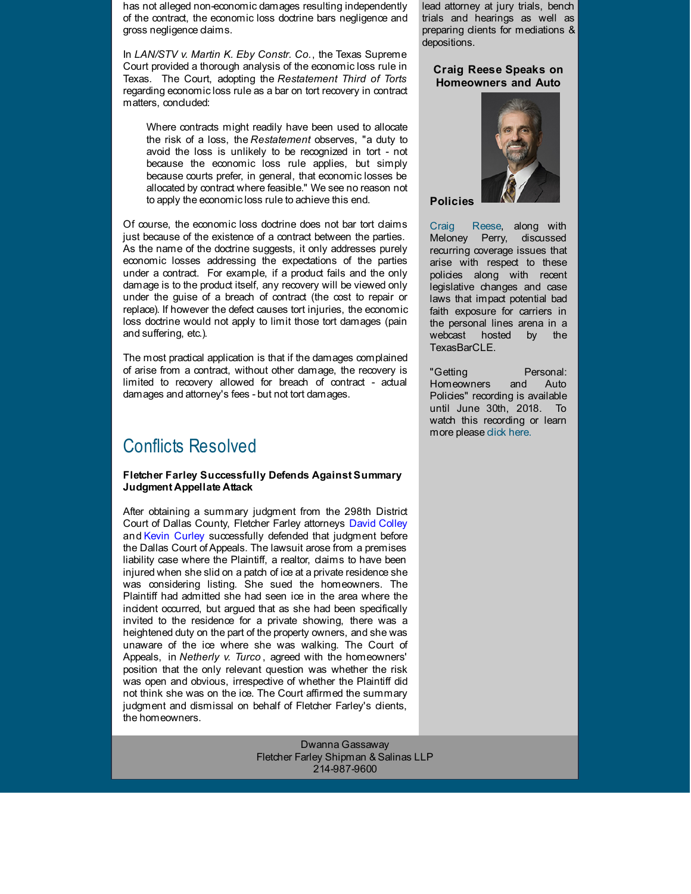has not alleged non-economic damages resulting independently of the contract, the economic loss doctrine bars negligence and gross negligence claims.

In *LAN/STV v. Martin K. Eby Constr. Co.*, the Texas Supreme Court provided a thorough analysis of the economic loss rule in Texas. The Court, adopting the *Restatement Third of Torts* regarding economic loss rule as a bar on tort recovery in contract matters, concluded:

> Where contracts might readily have been used to allocate the risk of a loss, the *Restatement* observes, "a duty to avoid the loss is unlikely to be recognized in tort - not because the economic loss rule applies, but simply because courts prefer, in general, that economic losses be allocated by contract where feasible." We see no reason not to apply the economic loss rule to achieve this end.

Of course, the economic loss doctrine does not bar tort claims just because of the existence of a contract between the parties. As the name of the doctrine suggests, it only addresses purely economic losses addressing the expectations of the parties under a contract. For example, if a product fails and the only damage is to the product itself, any recovery will be viewed only under the guise of a breach of contract (the cost to repair or replace). If however the defect causes tort injuries, the economic loss doctrine would not apply to limit those tort damages (pain and suffering, etc.).

The most practical application is that if the damages complained of arise from a contract, without other damage, the recovery is limited to recovery allowed for breach of contract - actual damages and attorney's fees - but not tort damages.

## Conflicts Resolved

**Fletcher Farley Successfully Defends Against Summary Judgment Appellate Attack**

After obtaining a summary judgment from the 298th District Court of Dallas County, Fletcher Farley attorneys David Colley and Kevin Curley successfully defended that judgment before the Dallas Court of Appeals. The lawsuit arose from a premises liability case where the Plaintiff, a realtor, claims to have been injured when she slid on a patch of ice at a private residence she was considering listing. She sued the homeowners. The Plaintiff had admitted she had seen ice in the area where the incident occurred, but argued that as she had been specifically invited to the residence for a private showing, there was a heightened duty on the part of the property owners, and she was unaware of the ice where she was walking. The Court of Appeals, in *Netherly v. Turco*, agreed with the homeowners' position that the only relevant question was whether the risk was open and obvious, irrespective of whether the Plaintiff did not think she was on the ice. The Court affirmed the summary judgment and dismissal on behalf of Fletcher Farley's clients, the homeowners.

lead attorney at jury trials, bench trials and hearings as well as preparing clients for mediations & depositions.

### Craig Reese Speaks on Homeowners and Auto Policies

Craig Reese, along with Meloney Perry, discussed recurring coverage issues that arise with respect to these policies along with recent legislative changes and case laws that impact potential bad faith exposure for carriers in the personal lines arena in a webcast hosted by the TexasBarCLE.

"Getting Personal: Homeowners and Auto Policies" recording is available until June 30th, 2018. To watch this recording or learn more please click here.

Dwanna Gassaway
Fletcher Farley Shipman & Salinas LLP
214-987-9600